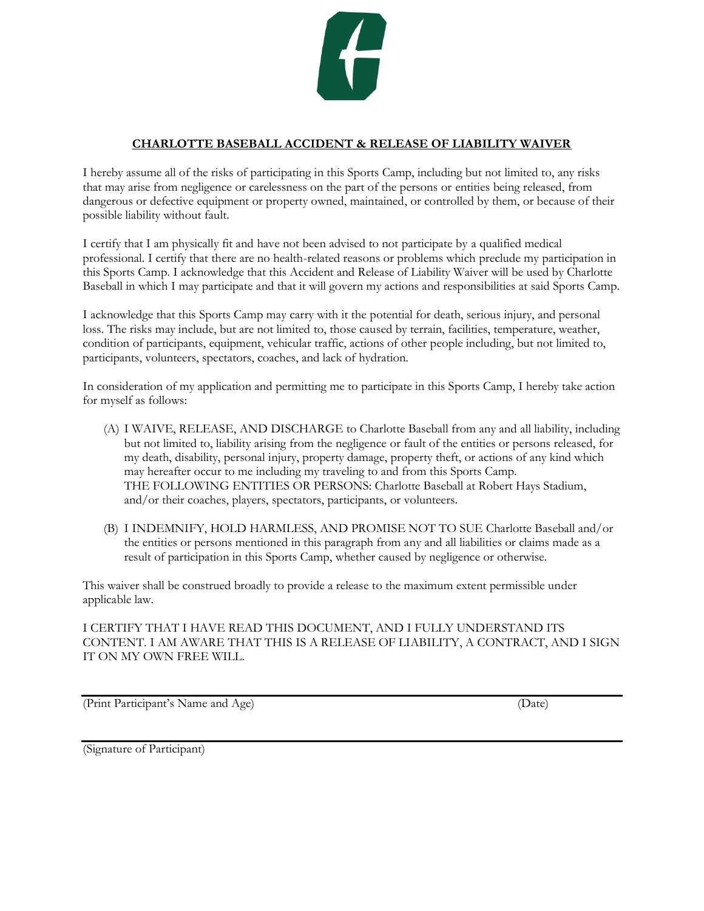**CHARLOTTE BASEBALL ACCIDENT & RELEASE OF LIABILITY WAIVER**

I hereby assume all of the risks of participating in this Sports Camp, including but not limited to, any risks that may arise from negligence or carelessness on the part of the persons or entities being released, from dangerous or defective equipment or property owned, maintained, or controlled by them, or because of their possible liability without fault.

I certify that I am physically fit and have not been advised to not participate by a qualified medical professional. I certify that there are no health-related reasons or problems which preclude my participation in this Sports Camp. I acknowledge that this Accident and Release of Liability Waiver will be used by Charlotte Baseball in which I may participate and that it will govern my actions and responsibilities at said Sports Camp.

I acknowledge that this Sports Camp may carry with it the potential for death, serious injury, and personal loss. The risks may include, but are not limited to, those caused by terrain, facilities, temperature, weather, condition of participants, equipment, vehicular traffic, actions of other people including, but not limited to, participants, volunteers, spectators, coaches, and lack of hydration.

In consideration of my application and permitting me to participate in this Sports Camp, I hereby take action for myself as follows:

(A) I WAIVE, RELEASE, AND DISCHARGE to Charlotte Baseball from any and all liability, including but not limited to, liability arising from the negligence or fault of the entities or persons released, for my death, disability, personal injury, property damage, property theft, or actions of any kind which may hereafter occur to me including my traveling to and from this Sports Camp. THE FOLLOWING ENTITIES OR PERSONS: Charlotte Baseball at Robert Hays Stadium, and/or their coaches, players, spectators, participants, or volunteers.

(B) I INDEMNIFY, HOLD HARMLESS, AND PROMISE NOT TO SUE Charlotte Baseball and/or the entities or persons mentioned in this paragraph from any and all liabilities or claims made as a result of participation in this Sports Camp, whether caused by negligence or otherwise.

This waiver shall be construed broadly to provide a release to the maximum extent permissible under applicable law.

I CERTIFY THAT I HAVE READ THIS DOCUMENT, AND I FULLY UNDERSTAND ITS CONTENT. I AM AWARE THAT THIS IS A RELEASE OF LIABILITY, A CONTRACT, AND I SIGN IT ON MY OWN FREE WILL.

(Print Participant's Name and Age) (Date)

(Signature of Participant)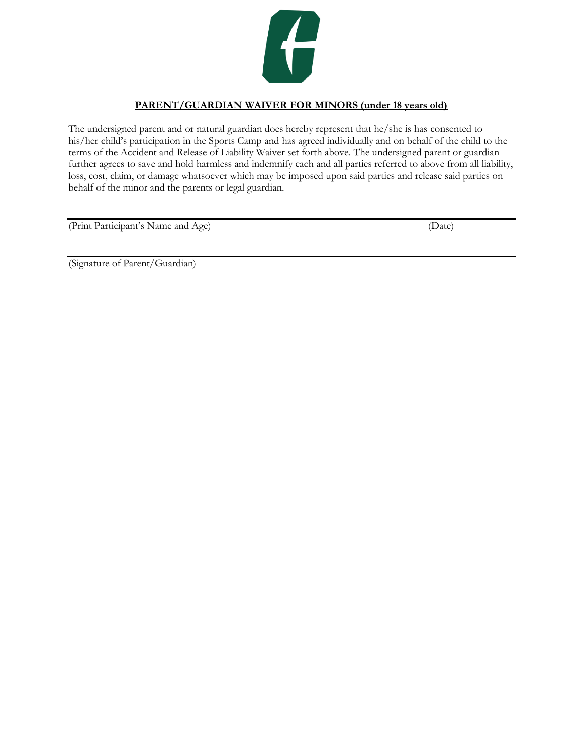**PARENT/GUARDIAN WAIVER FOR MINORS (under 18 years old)**

The undersigned parent and or natural guardian does hereby represent that he/she is has consented to his/her child's participation in the Sports Camp and has agreed individually and on behalf of the child to the terms of the Accident and Release of Liability Waiver set forth above. The undersigned parent or guardian further agrees to save and hold harmless and indemnify each and all parties referred to above from all liability, loss, cost, claim, or damage whatsoever which may be imposed upon said parties and release said parties on behalf of the minor and the parents or legal guardian.

\_\_\_\_\_\_\_\_\_\_\_\_\_\_\_\_\_\_\_\_\_\_\_\_\_\_\_\_\_\_\_\_\_\_\_\_\_\_\_\_\_\_\_\_\_\_\_\_\_\_\_\_\_\_\_\_\_\_\_\_\_\_\_\_\_\_\_\_\_\_\_\_

(Print Participant's Name and Age) (Date)

\_\_\_\_\_\_\_\_\_\_\_\_\_\_\_\_\_\_\_\_\_\_\_\_\_\_\_\_\_\_\_\_\_\_\_\_\_\_\_\_\_\_\_\_\_\_\_\_\_\_\_\_\_\_\_\_\_\_\_\_\_\_\_\_\_\_\_\_\_\_\_\_

(Signature of Parent/Guardian)